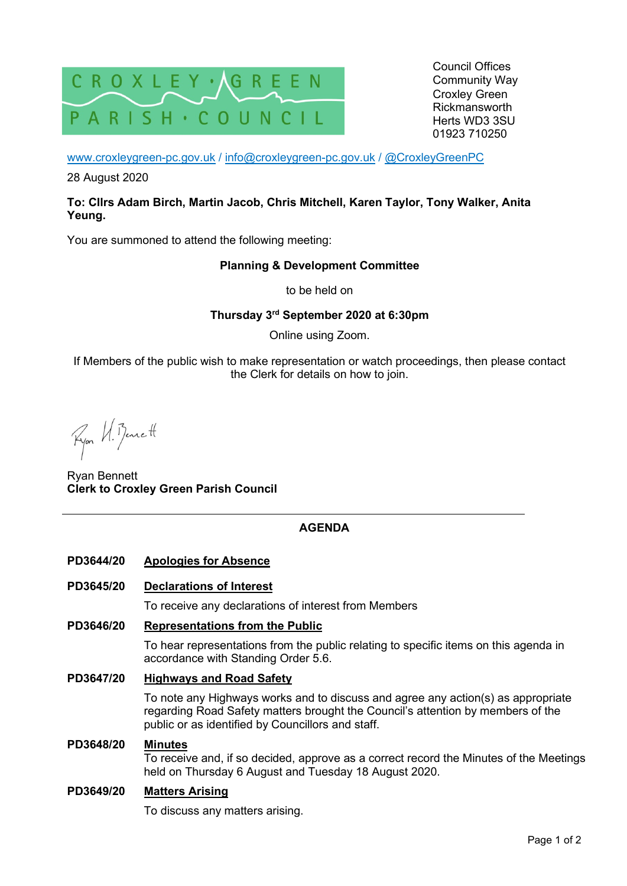# CROXLEY GREEN PARISH COUNCIL

Council Offices
Community Way
Croxley Green
Rickmansworth
Herts WD3 3SU
01923 710250

www.croxleygreen-pc.gov.uk / info@croxleygreen-pc.gov.uk / @CroxleyGreenPC

28 August 2020

**To: Cllrs Adam Birch, Martin Jacob, Chris Mitchell, Karen Taylor, Tony Walker, Anita Yeung.**

You are summoned to attend the following meeting:

**Planning & Development Committee**

to be held on

**Thursday 3rd September 2020 at 6:30pm**

Online using Zoom.

If Members of the public wish to make representation or watch proceedings, then please contact the Clerk for details on how to join.

Ryan Bennett
**Clerk to Croxley Green Parish Council**

---

## AGENDA

**PD3644/20** **Apologies for Absence**

**PD3645/20** **Declarations of Interest**

To receive any declarations of interest from Members

**PD3646/20** **Representations from the Public**

To hear representations from the public relating to specific items on this agenda in accordance with Standing Order 5.6.

**PD3647/20** **Highways and Road Safety**

To note any Highways works and to discuss and agree any action(s) as appropriate regarding Road Safety matters brought the Council's attention by members of the public or as identified by Councillors and staff.

**PD3648/20** **Minutes**

To receive and, if so decided, approve as a correct record the Minutes of the Meetings held on Thursday 6 August and Tuesday 18 August 2020.

**PD3649/20** **Matters Arising**

To discuss any matters arising.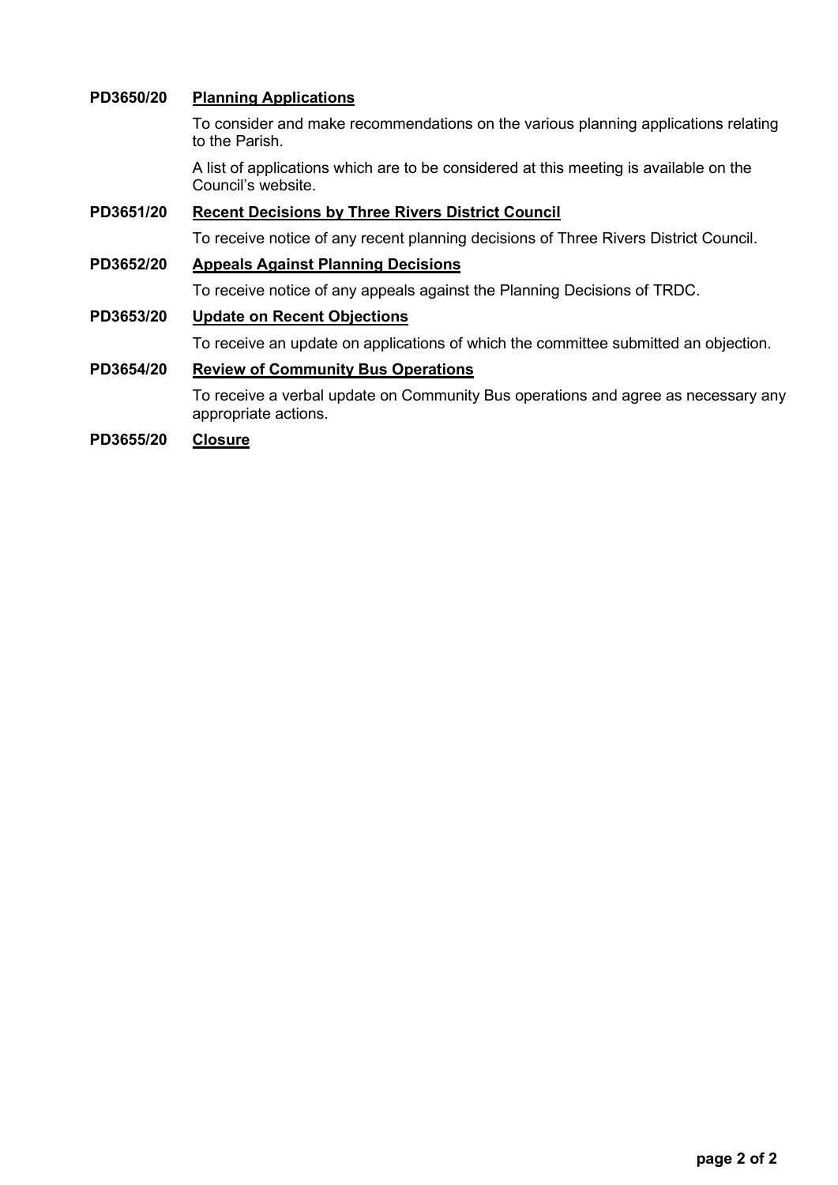**PD3650/20** **Planning Applications**

To consider and make recommendations on the various planning applications relating to the Parish.

A list of applications which are to be considered at this meeting is available on the Council's website.

**PD3651/20** **Recent Decisions by Three Rivers District Council**

To receive notice of any recent planning decisions of Three Rivers District Council.

**PD3652/20** **Appeals Against Planning Decisions**

To receive notice of any appeals against the Planning Decisions of TRDC.

**PD3653/20** **Update on Recent Objections**

To receive an update on applications of which the committee submitted an objection.

**PD3654/20** **Review of Community Bus Operations**

To receive a verbal update on Community Bus operations and agree as necessary any appropriate actions.

**PD3655/20** **Closure**